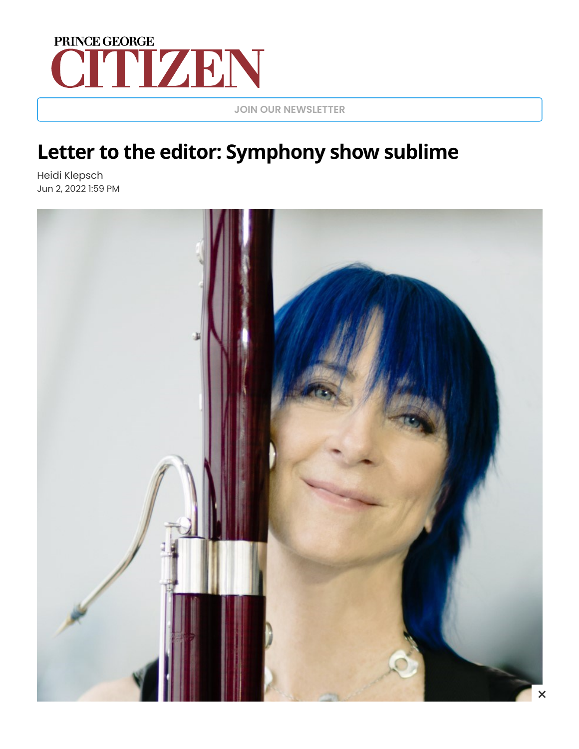# Letter to the editor: Symphony show sublime

Heidi Klepsch

Jun 2, 2022 1:59 PM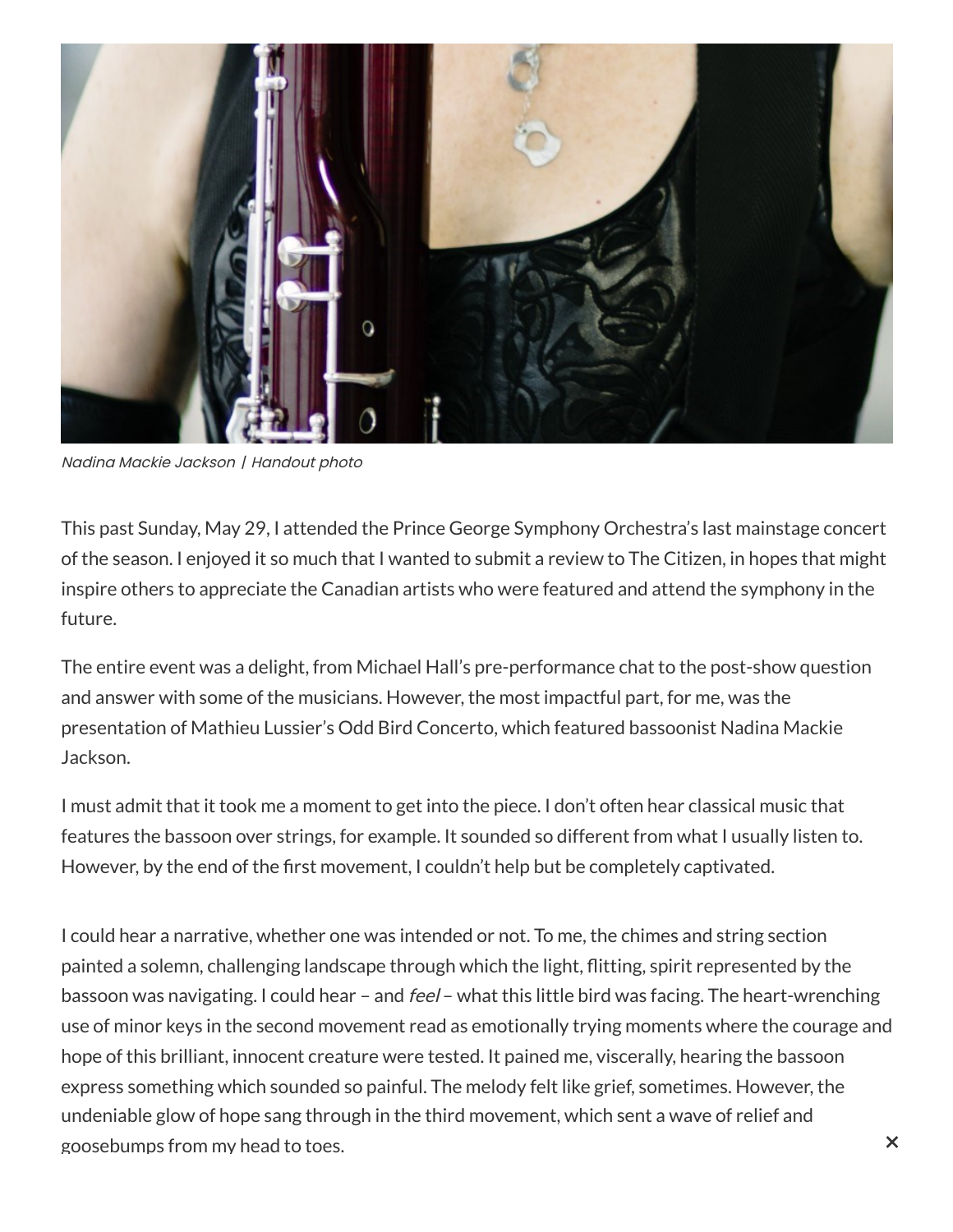*Nadina Mackie Jackson | Handout photo*

This past Sunday, May 29, I attended the Prince George Symphony Orchestra's last mainstage concert of the season. I enjoyed it so much that I wanted to submit a review to The Citizen, in hopes that might inspire others to appreciate the Canadian artists who were featured and attend the symphony in the future.

The entire event was a delight, from Michael Hall's pre-performance chat to the post-show question and answer with some of the musicians. However, the most impactful part, for me, was the presentation of Mathieu Lussier's Odd Bird Concerto, which featured bassoonist Nadina Mackie Jackson.

I must admit that it took me a moment to get into the piece. I don't often hear classical music that features the bassoon over strings, for example. It sounded so different from what I usually listen to. However, by the end of the first movement, I couldn't help but be completely captivated.

I could hear a narrative, whether one was intended or not. To me, the chimes and string section painted a solemn, challenging landscape through which the light, flitting, spirit represented by the bassoon was navigating. I could hear – and *feel* – what this little bird was facing. The heart-wrenching use of minor keys in the second movement read as emotionally trying moments where the courage and hope of this brilliant, innocent creature were tested. It pained me, viscerally, hearing the bassoon express something which sounded so painful. The melody felt like grief, sometimes. However, the undeniable glow of hope sang through in the third movement, which sent a wave of relief and goosebumps from my head to toes.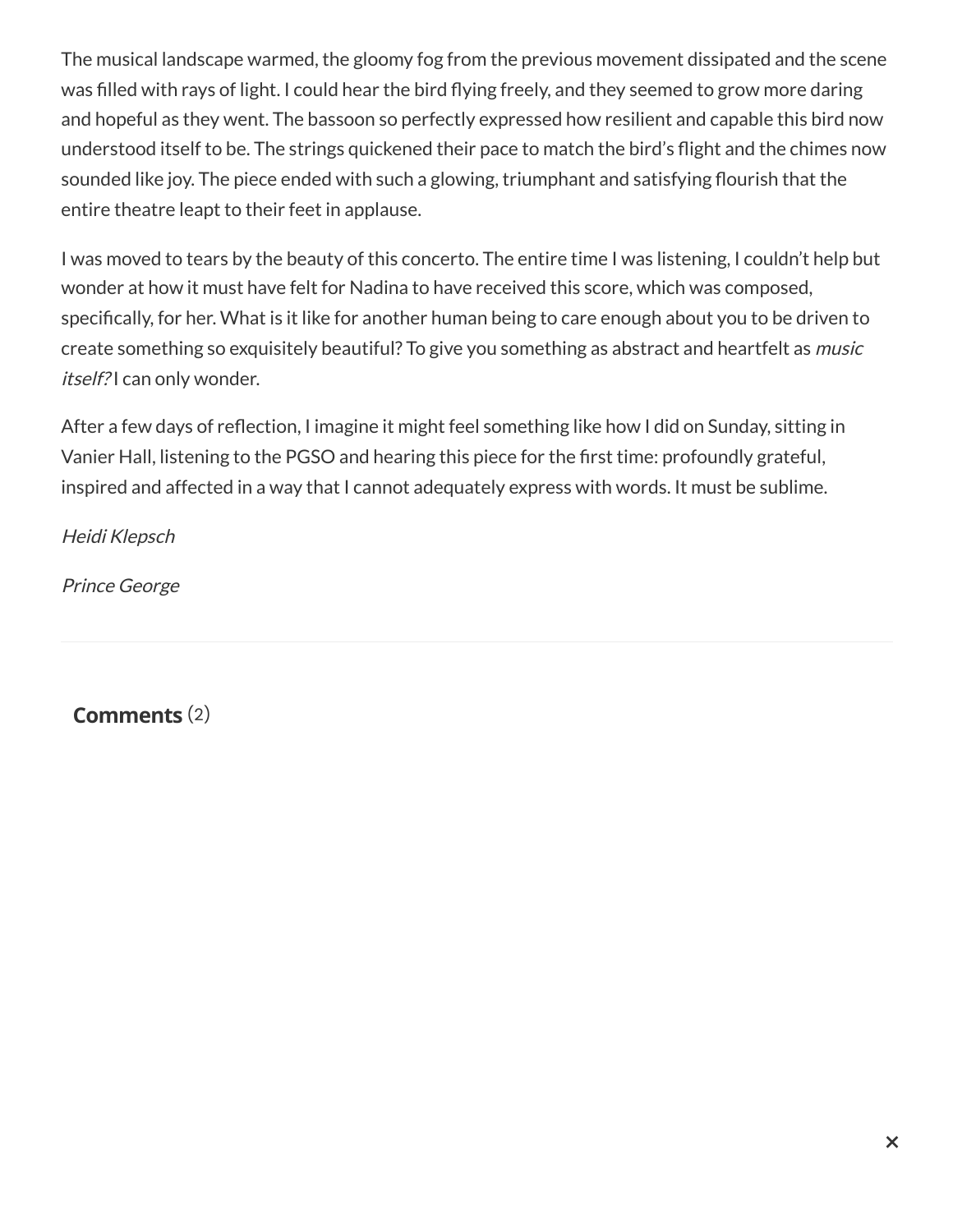The musical landscape warmed, the gloomy fog from the previous movement dissipated and the scene was filled with rays of light. I could hear the bird flying freely, and they seemed to grow more daring and hopeful as they went. The bassoon so perfectly expressed how resilient and capable this bird now understood itself to be. The strings quickened their pace to match the bird's flight and the chimes now sounded like joy. The piece ended with such a glowing, triumphant and satisfying flourish that the entire theatre leapt to their feet in applause.

I was moved to tears by the beauty of this concerto. The entire time I was listening, I couldn't help but wonder at how it must have felt for Nadina to have received this score, which was composed, specifically, for her. What is it like for another human being to care enough about you to be driven to create something so exquisitely beautiful? To give you something as abstract and heartfelt as *music itself?* I can only wonder.

After a few days of reflection, I imagine it might feel something like how I did on Sunday, sitting in Vanier Hall, listening to the PGSO and hearing this piece for the first time: profoundly grateful, inspired and affected in a way that I cannot adequately express with words. It must be sublime.

*Heidi Klepsch*

*Prince George*

---

**Comments** (2)